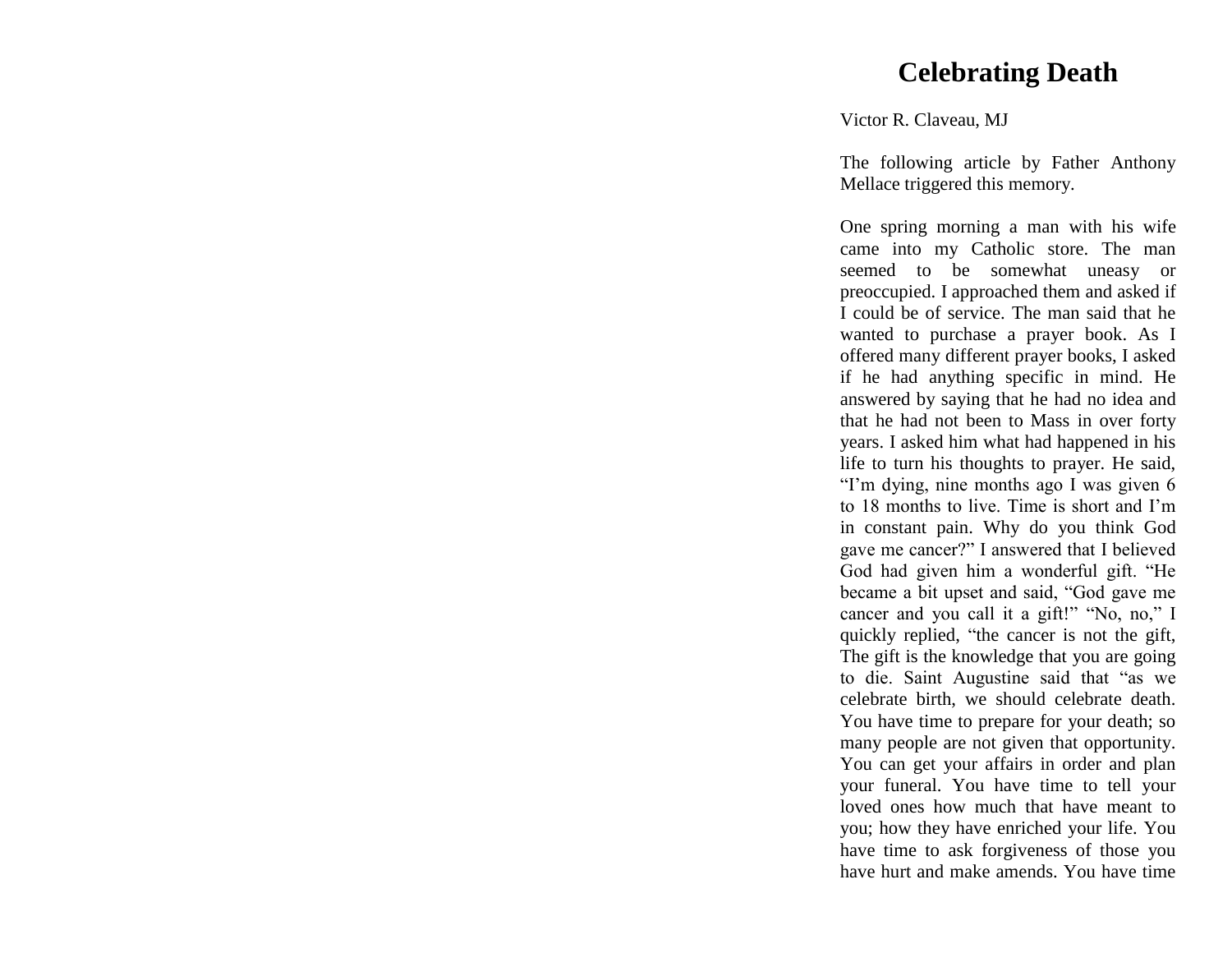# Celebrating Death

Victor R. Claveau, MJ

The following article by Father Anthony Mellace triggered this memory.

One spring morning a man with his wife came into my Catholic store. The man seemed to be somewhat uneasy or preoccupied. I approached them and asked if I could be of service. The man said that he wanted to purchase a prayer book. As I offered many different prayer books, I asked if he had anything specific in mind. He answered by saying that he had no idea and that he had not been to Mass in over forty years. I asked him what had happened in his life to turn his thoughts to prayer. He said, "I'm dying, nine months ago I was given 6 to 18 months to live. Time is short and I'm in constant pain. Why do you think God gave me cancer?" I answered that I believed God had given him a wonderful gift. "He became a bit upset and said, "God gave me cancer and you call it a gift!" "No, no," I quickly replied, "the cancer is not the gift, The gift is the knowledge that you are going to die. Saint Augustine said that "as we celebrate birth, we should celebrate death. You have time to prepare for your death; so many people are not given that opportunity. You can get your affairs in order and plan your funeral. You have time to tell your loved ones how much that have meant to you; how they have enriched your life. You have time to ask forgiveness of those you have hurt and make amends. You have time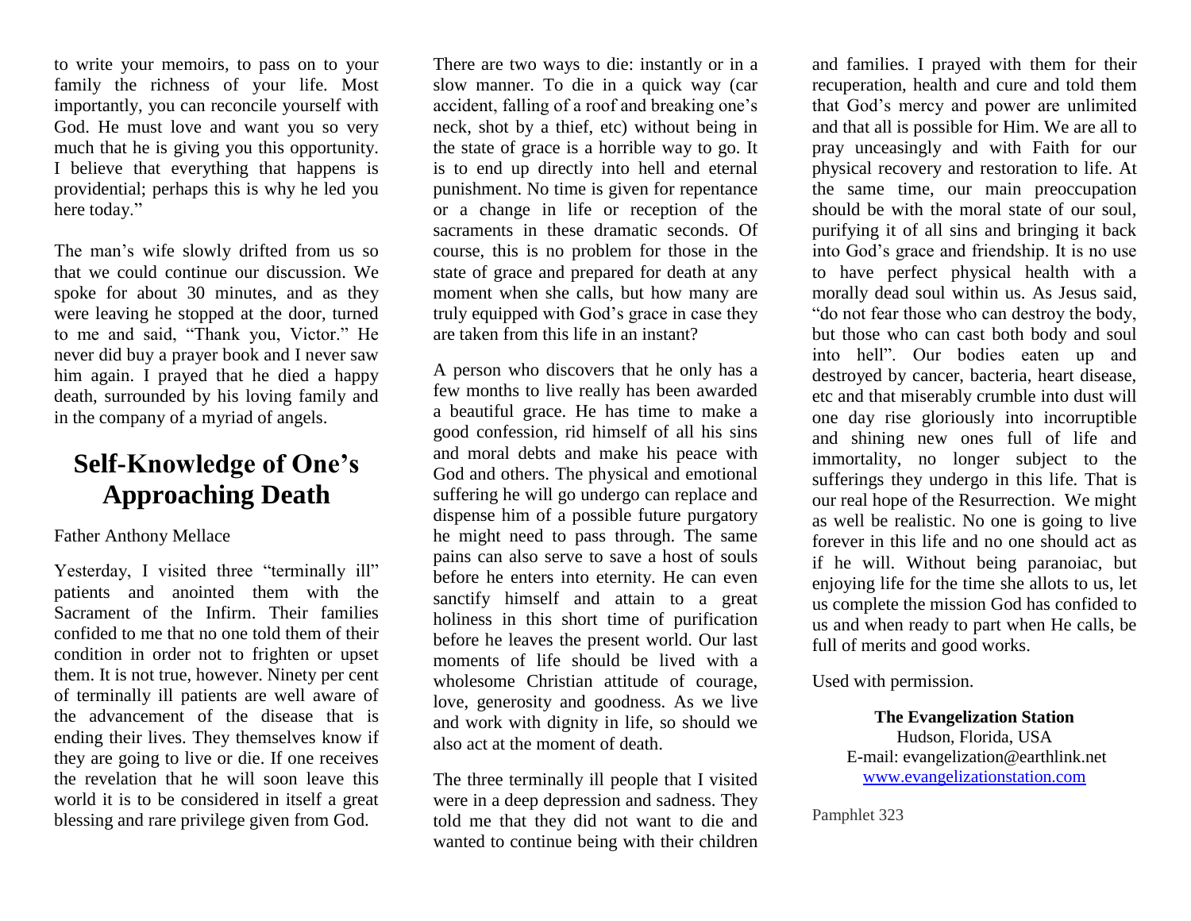to write your memoirs, to pass on to your family the richness of your life. Most importantly, you can reconcile yourself with God. He must love and want you so very much that he is giving you this opportunity. I believe that everything that happens is providential; perhaps this is why he led you here today."

The man's wife slowly drifted from us so that we could continue our discussion. We spoke for about 30 minutes, and as they were leaving he stopped at the door, turned to me and said, "Thank you, Victor." He never did buy a prayer book and I never saw him again. I prayed that he died a happy death, surrounded by his loving family and in the company of a myriad of angels.

## Self-Knowledge of One's Approaching Death

Father Anthony Mellace

Yesterday, I visited three "terminally ill" patients and anointed them with the Sacrament of the Infirm. Their families confided to me that no one told them of their condition in order not to frighten or upset them. It is not true, however. Ninety per cent of terminally ill patients are well aware of the advancement of the disease that is ending their lives. They themselves know if they are going to live or die. If one receives the revelation that he will soon leave this world it is to be considered in itself a great blessing and rare privilege given from God.

There are two ways to die: instantly or in a slow manner. To die in a quick way (car accident, falling of a roof and breaking one's neck, shot by a thief, etc) without being in the state of grace is a horrible way to go. It is to end up directly into hell and eternal punishment. No time is given for repentance or a change in life or reception of the sacraments in these dramatic seconds. Of course, this is no problem for those in the state of grace and prepared for death at any moment when she calls, but how many are truly equipped with God's grace in case they are taken from this life in an instant?

A person who discovers that he only has a few months to live really has been awarded a beautiful grace. He has time to make a good confession, rid himself of all his sins and moral debts and make his peace with God and others. The physical and emotional suffering he will go undergo can replace and dispense him of a possible future purgatory he might need to pass through. The same pains can also serve to save a host of souls before he enters into eternity. He can even sanctify himself and attain to a great holiness in this short time of purification before he leaves the present world. Our last moments of life should be lived with a wholesome Christian attitude of courage, love, generosity and goodness. As we live and work with dignity in life, so should we also act at the moment of death.

The three terminally ill people that I visited were in a deep depression and sadness. They told me that they did not want to die and wanted to continue being with their children and families. I prayed with them for their recuperation, health and cure and told them that God's mercy and power are unlimited and that all is possible for Him. We are all to pray unceasingly and with Faith for our physical recovery and restoration to life. At the same time, our main preoccupation should be with the moral state of our soul, purifying it of all sins and bringing it back into God's grace and friendship. It is no use to have perfect physical health with a morally dead soul within us. As Jesus said, "do not fear those who can destroy the body, but those who can cast both body and soul into hell". Our bodies eaten up and destroyed by cancer, bacteria, heart disease, etc and that miserably crumble into dust will one day rise gloriously into incorruptible and shining new ones full of life and immortality, no longer subject to the sufferings they undergo in this life. That is our real hope of the Resurrection. We might as well be realistic. No one is going to live forever in this life and no one should act as if he will. Without being paranoiac, but enjoying life for the time she allots to us, let us complete the mission God has confided to us and when ready to part when He calls, be full of merits and good works.

Used with permission.

**The Evangelization Station**
Hudson, Florida, USA
E-mail: evangelization@earthlink.net
www.evangelizationstation.com

Pamphlet 323